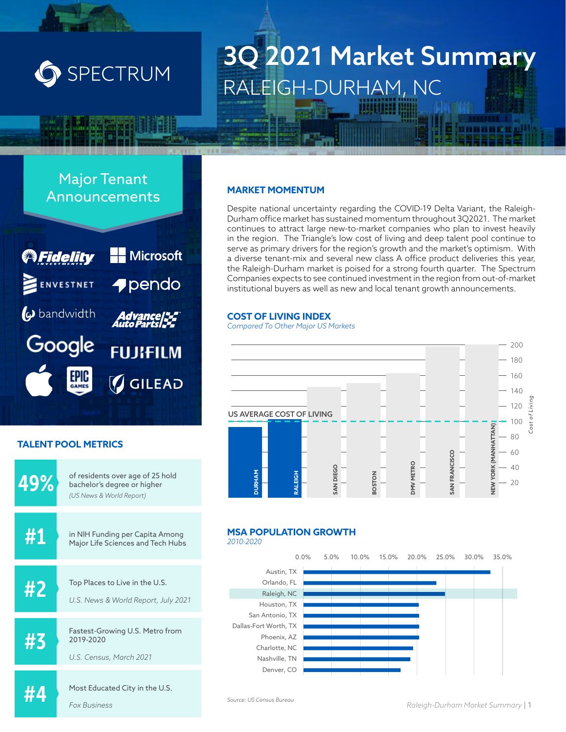# 3Q 2021 Market Summary

## RALEIGH-DURHAM, NC

SPECTRUM

## Major Tenant Announcements

Fidelity Investments, Microsoft, Envestnet, pendo, bandwidth, Advance Auto Parts, Google, FUJIFILM, Apple, Epic Games, Gilead

## MARKET MOMENTUM

Despite national uncertainty regarding the COVID-19 Delta Variant, the Raleigh-Durham office market has sustained momentum throughout 3Q2021. The market continues to attract large new-to-market companies who plan to invest heavily in the region. The Triangle's low cost of living and deep talent pool continue to serve as primary drivers for the region's growth and the market's optimism. With a diverse tenant-mix and several new class A office product deliveries this year, the Raleigh-Durham market is poised for a strong fourth quarter. The Spectrum Companies expects to see continued investment in the region from out-of-market institutional buyers as well as new and local tenant growth announcements.

## COST OF LIVING INDEX

*Compared To Other Major US Markets*

US AVERAGE COST OF LIVING (100)

Markets shown (Cost of Living axis 20–200): Durham, Raleigh, San Diego, Boston, DMV Metro, San Francisco, New York (Manhattan)

## TALENT POOL METRICS

| | |
|---|---|
| **49%** | of residents over age of 25 hold bachelor's degree or higher *(US News & World Report)* |
| **#1** | in NIH Funding per Capita Among Major Life Sciences and Tech Hubs |
| **#2** | Top Places to Live in the U.S. *U.S. News & World Report, July 2021* |
| **#3** | Fastest-Growing U.S. Metro from 2019-2020 *U.S. Census, March 2021* |
| **#4** | Most Educated City in the U.S. *Fox Business* |

## MSA POPULATION GROWTH

*2010-2020*

Austin, TX; Orlando, FL; Raleigh, NC; Houston, TX; San Antonio, TX; Dallas-Fort Worth, TX; Phoenix, AZ; Charlotte, NC; Nashville, TN; Denver, CO (axis 0.0%–35.0%)

*Source: US Census Bureau*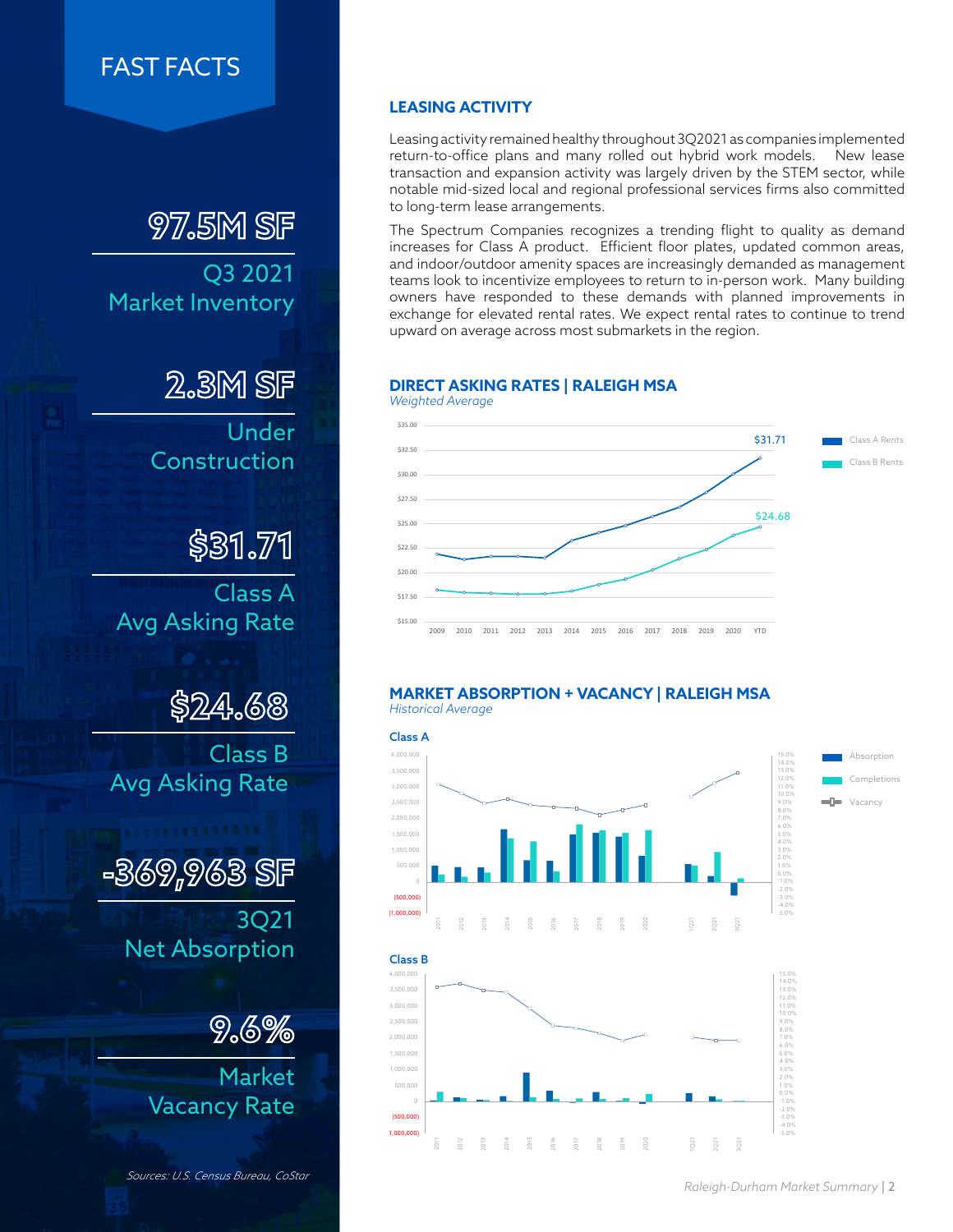## FAST FACTS

**97.5M SF**
Q3 2021 Market Inventory

**2.3M SF**
Under Construction

**$31.71**
Class A Avg Asking Rate

**$24.68**
Class B Avg Asking Rate

**-369,963 SF**
3Q21 Net Absorption

**9.6%**
Market Vacancy Rate

*Sources: U.S. Census Bureau, CoStar*

## LEASING ACTIVITY

Leasing activity remained healthy throughout 3Q2021 as companies implemented return-to-office plans and many rolled out hybrid work models. New lease transaction and expansion activity was largely driven by the STEM sector, while notable mid-sized local and regional professional services firms also committed to long-term lease arrangements.

The Spectrum Companies recognizes a trending flight to quality as demand increases for Class A product. Efficient floor plates, updated common areas, and indoor/outdoor amenity spaces are increasingly demanded as management teams look to incentivize employees to return to in-person work. Many building owners have responded to these demands with planned improvements in exchange for elevated rental rates. We expect rental rates to continue to trend upward on average across most submarkets in the region.

### DIRECT ASKING RATES | RALEIGH MSA

*Weighted Average*

Class A Rents: $31.71 (YTD)
Class B Rents: $24.68 (YTD)

### MARKET ABSORPTION + VACANCY | RALEIGH MSA

*Historical Average*

**Class A**

Absorption / Completions / Vacancy

**Class B**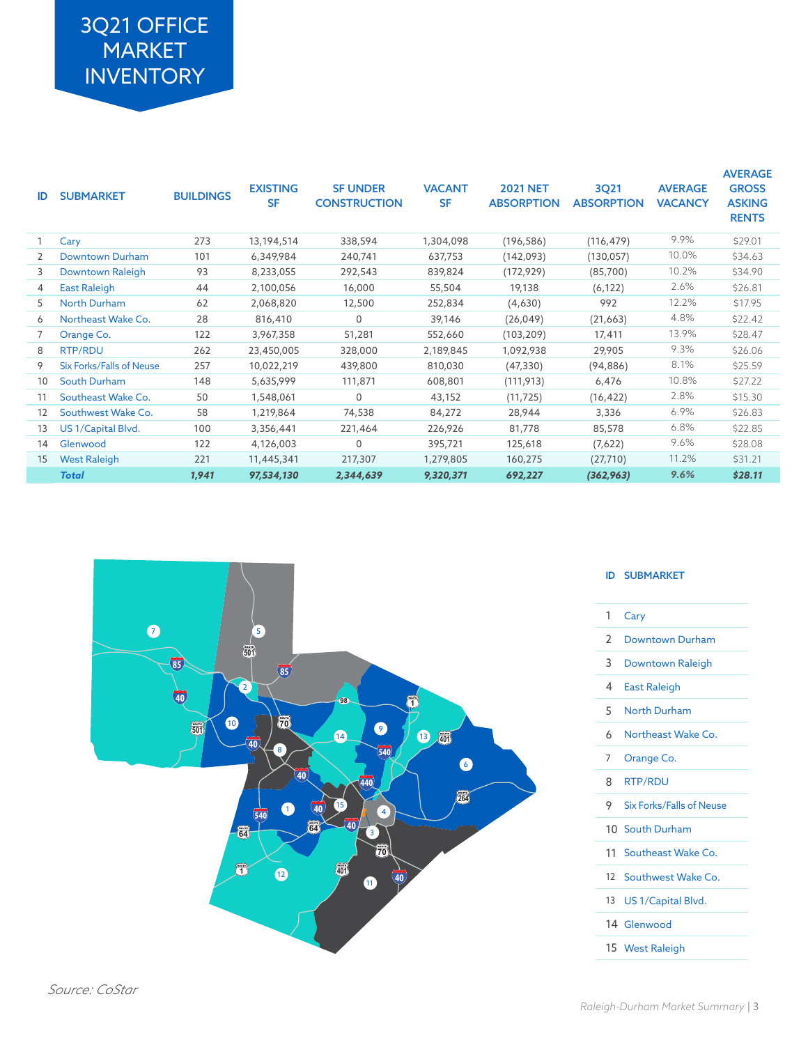# 3Q21 OFFICE MARKET INVENTORY

| ID | SUBMARKET | BUILDINGS | EXISTING SF | SF UNDER CONSTRUCTION | VACANT SF | 2021 NET ABSORPTION | 3Q21 ABSORPTION | AVERAGE VACANCY | AVERAGE GROSS ASKING RENTS |
|---|---|---|---|---|---|---|---|---|---|
| 1 | Cary | 273 | 13,194,514 | 338,594 | 1,304,098 | (196,586) | (116,479) | 9.9% | $29.01 |
| 2 | Downtown Durham | 101 | 6,349,984 | 240,741 | 637,753 | (142,093) | (130,057) | 10.0% | $34.63 |
| 3 | Downtown Raleigh | 93 | 8,233,055 | 292,543 | 839,824 | (172,929) | (85,700) | 10.2% | $34.90 |
| 4 | East Raleigh | 44 | 2,100,056 | 16,000 | 55,504 | 19,138 | (6,122) | 2.6% | $26.81 |
| 5 | North Durham | 62 | 2,068,820 | 12,500 | 252,834 | (4,630) | 992 | 12.2% | $17.95 |
| 6 | Northeast Wake Co. | 28 | 816,410 | 0 | 39,146 | (26,049) | (21,663) | 4.8% | $22.42 |
| 7 | Orange Co. | 122 | 3,967,358 | 51,281 | 552,660 | (103,209) | 17,411 | 13.9% | $28.47 |
| 8 | RTP/RDU | 262 | 23,450,005 | 328,000 | 2,189,845 | 1,092,938 | 29,905 | 9.3% | $26.06 |
| 9 | Six Forks/Falls of Neuse | 257 | 10,022,219 | 439,800 | 810,030 | (47,330) | (94,886) | 8.1% | $25.59 |
| 10 | South Durham | 148 | 5,635,999 | 111,871 | 608,801 | (111,913) | 6,476 | 10.8% | $27.22 |
| 11 | Southeast Wake Co. | 50 | 1,548,061 | 0 | 43,152 | (11,725) | (16,422) | 2.8% | $15.30 |
| 12 | Southwest Wake Co. | 58 | 1,219,864 | 74,538 | 84,272 | 28,944 | 3,336 | 6.9% | $26.83 |
| 13 | US 1/Capital Blvd. | 100 | 3,356,441 | 221,464 | 226,926 | 81,778 | 85,578 | 6.8% | $22.85 |
| 14 | Glenwood | 122 | 4,126,003 | 0 | 395,721 | 125,618 | (7,622) | 9.6% | $28.08 |
| 15 | West Raleigh | 221 | 11,445,341 | 217,307 | 1,279,805 | 160,275 | (27,710) | 11.2% | $31.21 |
| | ***Total*** | ***1,941*** | ***97,534,130*** | ***2,344,639*** | ***9,320,371*** | ***692,227*** | ***(362,963)*** | ***9.6%*** | ***$28.11*** |

| ID | SUBMARKET |
|---|---|
| 1 | Cary |
| 2 | Downtown Durham |
| 3 | Downtown Raleigh |
| 4 | East Raleigh |
| 5 | North Durham |
| 6 | Northeast Wake Co. |
| 7 | Orange Co. |
| 8 | RTP/RDU |
| 9 | Six Forks/Falls of Neuse |
| 10 | South Durham |
| 11 | Southeast Wake Co. |
| 12 | Southwest Wake Co. |
| 13 | US 1/Capital Blvd. |
| 14 | Glenwood |
| 15 | West Raleigh |

*Source: CoStar*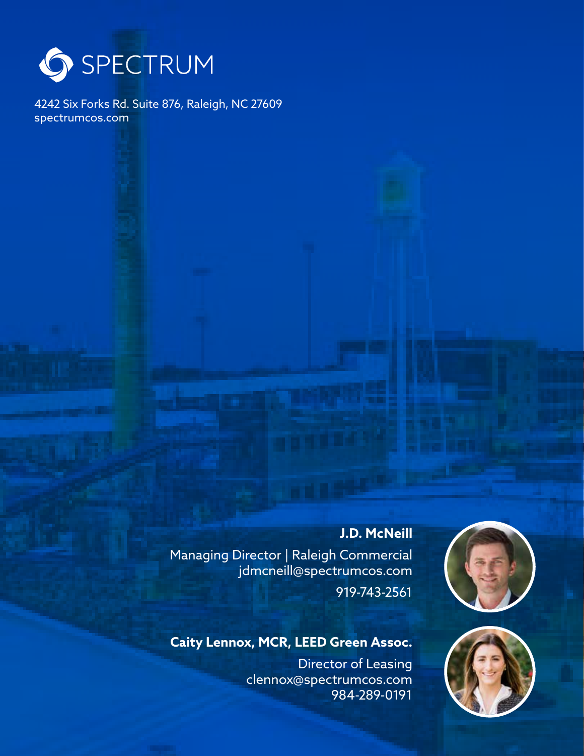SPECTRUM

4242 Six Forks Rd. Suite 876, Raleigh, NC 27609
spectrumcos.com

**J.D. McNeill**

Managing Director | Raleigh Commercial
jdmcneill@spectrumcos.com
919-743-2561

**Caity Lennox, MCR, LEED Green Assoc.**

Director of Leasing
clennox@spectrumcos.com
984-289-0191